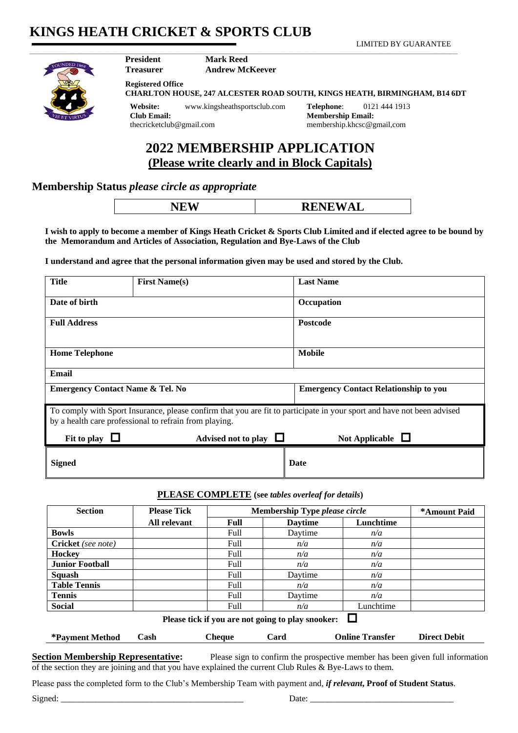# KINGS HEATH CRICKET & SPORTS CLUB

LIMITED BY GUARANTEE

**President** **Mark Reed**
**Treasurer** **Andrew McKeever**

**Registered Office**
**CHARLTON HOUSE, 247 ALCESTER ROAD SOUTH, KINGS HEATH, BIRMINGHAM, B14 6DT**

**Website:** www.kingsheathsportsclub.com
**Club Email:** thecricketclub@gmail.com
**Telephone**: 0121 444 1913
**Membership Email:** membership.khcsc@gmail,com

## 2022 MEMBERSHIP APPLICATION
## (Please write clearly and in Block Capitals)

### Membership Status *please circle as appropriate*

| NEW | RENEWAL |
|---|---|

**I wish to apply to become a member of Kings Heath Cricket & Sports Club Limited and if elected agree to be bound by the Memorandum and Articles of Association, Regulation and Bye-Laws of the Club**

**I understand and agree that the personal information given may be used and stored by the Club.**

| **Title** | **First Name(s)** | **Last Name** |
|---|---|---|
| **Date of birth** | | **Occupation** |
| **Full Address** | | **Postcode** |
| **Home Telephone** | | **Mobile** |
| **Email** | | |
| **Emergency Contact Name & Tel. No** | | **Emergency Contact Relationship to you** |

To comply with Sport Insurance, please confirm that you are fit to participate in your sport and have not been advised by a health care professional to refrain from playing.

**Fit to play** ☐ **Advised not to play** ☐ **Not Applicable** ☐

| **Signed** | **Date** |
|---|---|

**PLEASE COMPLETE** (see *tables overleaf for details*)

| Section | Please Tick All relevant | Membership Type *please circle* | | | *Amount Paid |
|---|---|---|---|---|---|
| | | **Full** | **Daytime** | **Lunchtime** | |
| **Bowls** | | Full | Daytime | *n/a* | |
| **Cricket** *(see note)* | | Full | *n/a* | *n/a* | |
| **Hockey** | | Full | *n/a* | *n/a* | |
| **Junior Football** | | Full | *n/a* | *n/a* | |
| **Squash** | | Full | Daytime | *n/a* | |
| **Table Tennis** | | Full | *n/a* | *n/a* | |
| **Tennis** | | Full | Daytime | *n/a* | |
| **Social** | | Full | *n/a* | Lunchtime | |

**Please tick if you are not going to play snooker:** ☐

| **\*Payment Method** | **Cash** | **Cheque** | **Card** | **Online Transfer** | **Direct Debit** |
|---|---|---|---|---|---|

**Section Membership Representative:** Please sign to confirm the prospective member has been given full information of the section they are joining and that you have explained the current Club Rules & Bye-Laws to them.

Please pass the completed form to the Club's Membership Team with payment and, ***if relevant***, **Proof of Student Status**.

Signed: ________________________________________ Date: ________________________________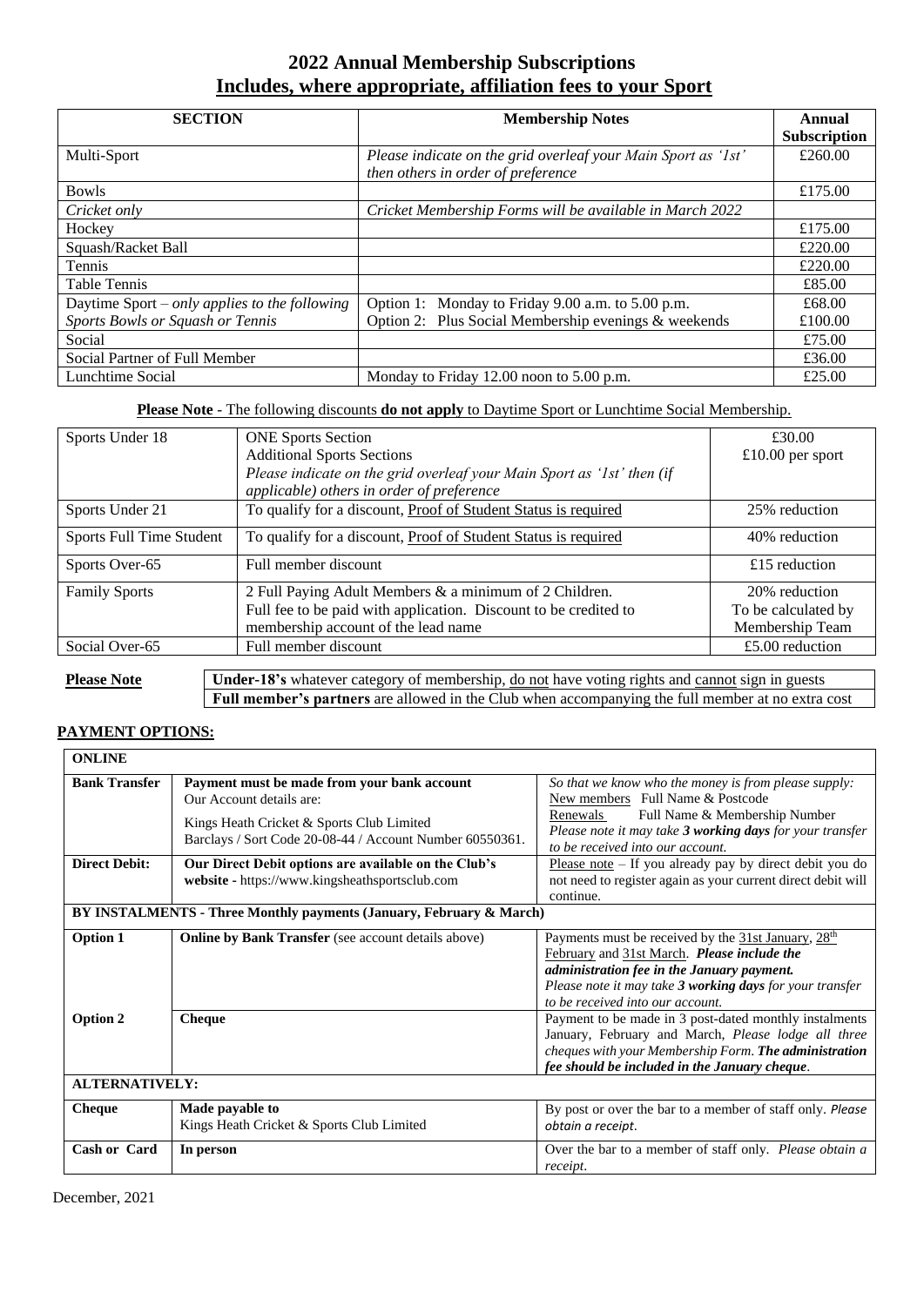# 2022 Annual Membership Subscriptions

## Includes, where appropriate, affiliation fees to your Sport

| SECTION | Membership Notes | Annual Subscription |
|---|---|---|
| Multi-Sport | *Please indicate on the grid overleaf your Main Sport as '1st' then others in order of preference* | £260.00 |
| Bowls | | £175.00 |
| *Cricket only* | *Cricket Membership Forms will be available in March 2022* | |
| Hockey | | £175.00 |
| Squash/Racket Ball | | £220.00 |
| Tennis | | £220.00 |
| Table Tennis | | £85.00 |
| Daytime Sport – *only applies to the following Sports Bowls or Squash or Tennis* | Option 1: Monday to Friday 9.00 a.m. to 5.00 p.m.<br>Option 2: Plus Social Membership evenings & weekends | £68.00<br>£100.00 |
| Social | | £75.00 |
| Social Partner of Full Member | | £36.00 |
| Lunchtime Social | Monday to Friday 12.00 noon to 5.00 p.m. | £25.00 |

**Please Note** - The following discounts **do not apply** to Daytime Sport or Lunchtime Social Membership.

| | | |
|---|---|---|
| Sports Under 18 | ONE Sports Section<br>Additional Sports Sections<br>*Please indicate on the grid overleaf your Main Sport as '1st' then (if applicable) others in order of preference* | £30.00<br>£10.00 per sport |
| Sports Under 21 | To qualify for a discount, Proof of Student Status is required | 25% reduction |
| Sports Full Time Student | To qualify for a discount, Proof of Student Status is required | 40% reduction |
| Sports Over-65 | Full member discount | £15 reduction |
| Family Sports | 2 Full Paying Adult Members & a minimum of 2 Children.<br>Full fee to be paid with application. Discount to be credited to membership account of the lead name | 20% reduction<br>To be calculated by Membership Team |
| Social Over-65 | Full member discount | £5.00 reduction |

**Please Note**

**Under-18's** whatever category of membership, do not have voting rights and cannot sign in guests

**Full member's partners** are allowed in the Club when accompanying the full member at no extra cost

## PAYMENT OPTIONS:

| ONLINE | | |
|---|---|---|
| **Bank Transfer** | **Payment must be made from your bank account**<br>Our Account details are:<br>Kings Heath Cricket & Sports Club Limited<br>Barclays / Sort Code 20-08-44 / Account Number 60550361. | *So that we know who the money is from please supply:*<br>New members Full Name & Postcode<br>Renewals Full Name & Membership Number<br>*Please note it may take **3 working days** for your transfer to be received into our account.* |
| **Direct Debit:** | **Our Direct Debit options are available on the Club's website -** https://www.kingsheathsportsclub.com | Please note – If you already pay by direct debit you do not need to register again as your current direct debit will continue. |
| **BY INSTALMENTS - Three Monthly payments (January, February & March)** | | |
| **Option 1** | **Online by Bank Transfer** (see account details above) | Payments must be received by the 31st January, 28th February and 31st March. ***Please include the administration fee in the January payment.***<br>*Please note it may take **3 working days** for your transfer to be received into our account.* |
| **Option 2** | **Cheque** | Payment to be made in 3 post-dated monthly instalments January, February and March, *Please lodge all three cheques with your Membership Form. **The administration fee should be included in the January cheque**.* |
| **ALTERNATIVELY:** | | |
| **Cheque** | **Made payable to**<br>Kings Heath Cricket & Sports Club Limited | By post or over the bar to a member of staff only. *Please obtain a receipt.* |
| **Cash or Card** | **In person** | Over the bar to a member of staff only. *Please obtain a receipt.* |

December, 2021